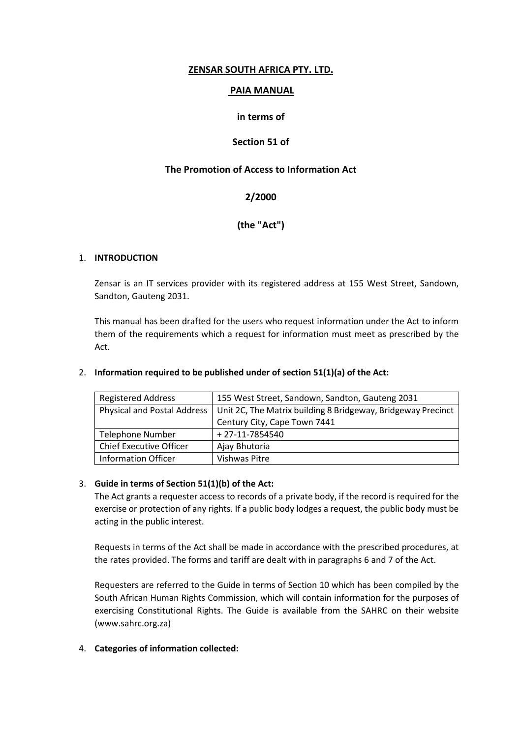**ZENSAR SOUTH AFRICA PTY. LTD.**

**PAIA MANUAL**

**in terms of**

**Section 51 of**

**The Promotion of Access to Information Act**

**2/2000**

**(the "Act")**

1. **INTRODUCTION**

   Zensar is an IT services provider with its registered address at 155 West Street, Sandown, Sandton, Gauteng 2031.

   This manual has been drafted for the users who request information under the Act to inform them of the requirements which a request for information must meet as prescribed by the Act.

2. **Information required to be published under of section 51(1)(a) of the Act:**

| Registered Address | 155 West Street, Sandown, Sandton, Gauteng 2031 |
|---|---|
| Physical and Postal Address | Unit 2C, The Matrix building 8 Bridgeway, Bridgeway Precinct Century City, Cape Town 7441 |
| Telephone Number | + 27-11-7854540 |
| Chief Executive Officer | Ajay Bhutoria |
| Information Officer | Vishwas Pitre |

3. **Guide in terms of Section 51(1)(b) of the Act:**
   The Act grants a requester access to records of a private body, if the record is required for the exercise or protection of any rights. If a public body lodges a request, the public body must be acting in the public interest.

   Requests in terms of the Act shall be made in accordance with the prescribed procedures, at the rates provided. The forms and tariff are dealt with in paragraphs 6 and 7 of the Act.

   Requesters are referred to the Guide in terms of Section 10 which has been compiled by the South African Human Rights Commission, which will contain information for the purposes of exercising Constitutional Rights. The Guide is available from the SAHRC on their website (www.sahrc.org.za)

4. **Categories of information collected:**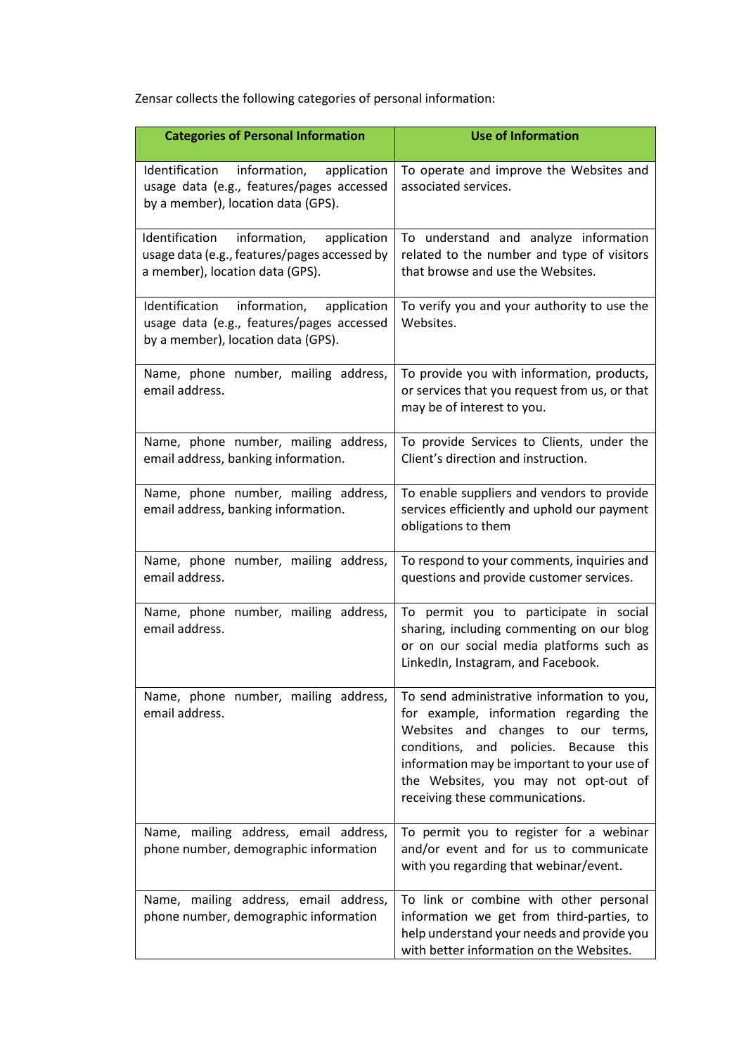Zensar collects the following categories of personal information:

| Categories of Personal Information | Use of Information |
| --- | --- |
| Identification information, application usage data (e.g., features/pages accessed by a member), location data (GPS). | To operate and improve the Websites and associated services. |
| Identification information, application usage data (e.g., features/pages accessed by a member), location data (GPS). | To understand and analyze information related to the number and type of visitors that browse and use the Websites. |
| Identification information, application usage data (e.g., features/pages accessed by a member), location data (GPS). | To verify you and your authority to use the Websites. |
| Name, phone number, mailing address, email address. | To provide you with information, products, or services that you request from us, or that may be of interest to you. |
| Name, phone number, mailing address, email address, banking information. | To provide Services to Clients, under the Client's direction and instruction. |
| Name, phone number, mailing address, email address, banking information. | To enable suppliers and vendors to provide services efficiently and uphold our payment obligations to them |
| Name, phone number, mailing address, email address. | To respond to your comments, inquiries and questions and provide customer services. |
| Name, phone number, mailing address, email address. | To permit you to participate in social sharing, including commenting on our blog or on our social media platforms such as LinkedIn, Instagram, and Facebook. |
| Name, phone number, mailing address, email address. | To send administrative information to you, for example, information regarding the Websites and changes to our terms, conditions, and policies. Because this information may be important to your use of the Websites, you may not opt-out of receiving these communications. |
| Name, mailing address, email address, phone number, demographic information | To permit you to register for a webinar and/or event and for us to communicate with you regarding that webinar/event. |
| Name, mailing address, email address, phone number, demographic information | To link or combine with other personal information we get from third-parties, to help understand your needs and provide you with better information on the Websites. |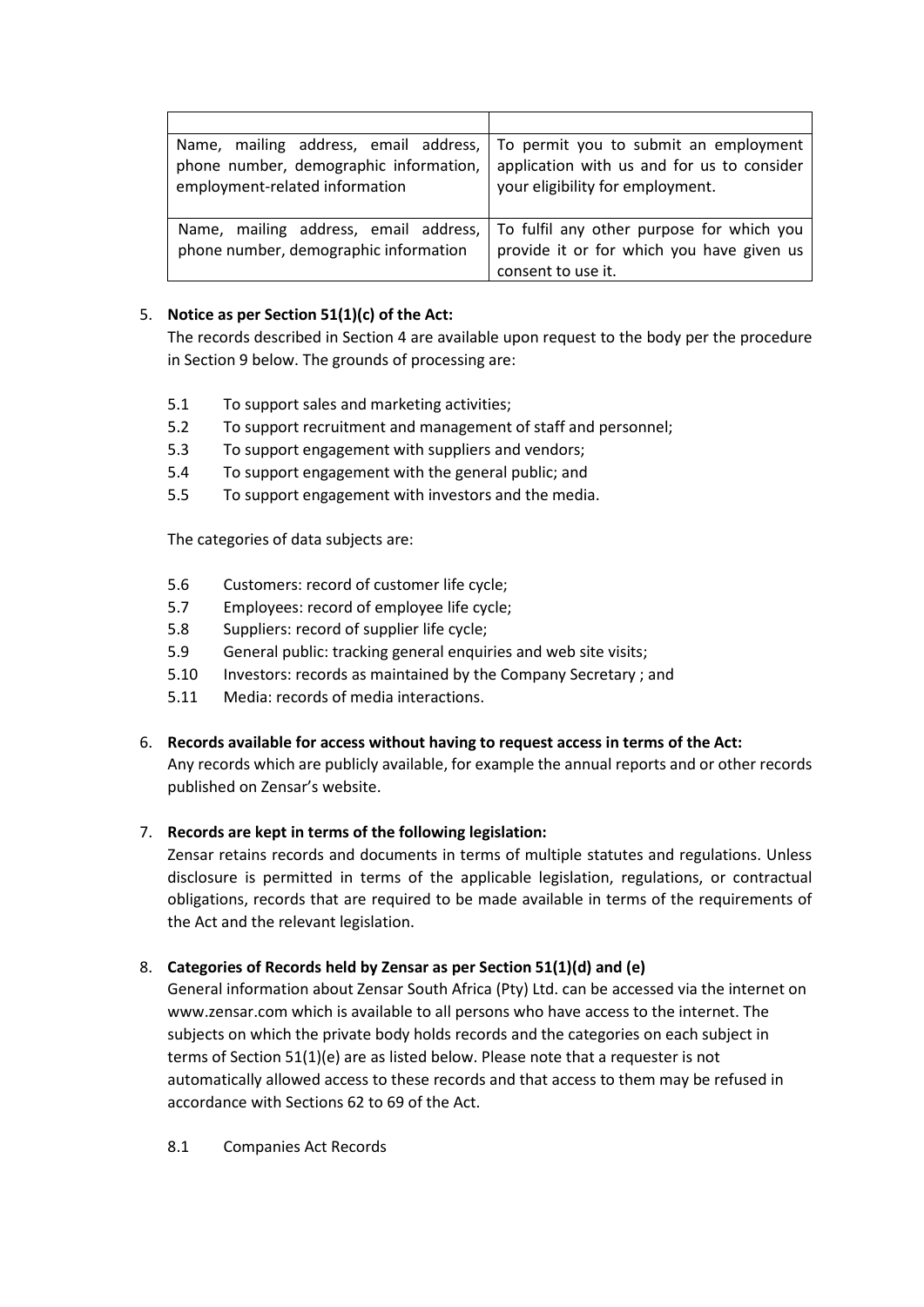| | |
|---|---|
| Name, mailing address, email address, phone number, demographic information, employment-related information | To permit you to submit an employment application with us and for us to consider your eligibility for employment. |
| Name, mailing address, email address, phone number, demographic information | To fulfil any other purpose for which you provide it or for which you have given us consent to use it. |

5. **Notice as per Section 51(1)(c) of the Act:**
   The records described in Section 4 are available upon request to the body per the procedure in Section 9 below. The grounds of processing are:

   5.1 To support sales and marketing activities;
   5.2 To support recruitment and management of staff and personnel;
   5.3 To support engagement with suppliers and vendors;
   5.4 To support engagement with the general public; and
   5.5 To support engagement with investors and the media.

   The categories of data subjects are:

   5.6 Customers: record of customer life cycle;
   5.7 Employees: record of employee life cycle;
   5.8 Suppliers: record of supplier life cycle;
   5.9 General public: tracking general enquiries and web site visits;
   5.10 Investors: records as maintained by the Company Secretary ; and
   5.11 Media: records of media interactions.

6. **Records available for access without having to request access in terms of the Act:**
   Any records which are publicly available, for example the annual reports and or other records published on Zensar's website.

7. **Records are kept in terms of the following legislation:**
   Zensar retains records and documents in terms of multiple statutes and regulations. Unless disclosure is permitted in terms of the applicable legislation, regulations, or contractual obligations, records that are required to be made available in terms of the requirements of the Act and the relevant legislation.

8. **Categories of Records held by Zensar as per Section 51(1)(d) and (e)**
   General information about Zensar South Africa (Pty) Ltd. can be accessed via the internet on www.zensar.com which is available to all persons who have access to the internet. The subjects on which the private body holds records and the categories on each subject in terms of Section 51(1)(e) are as listed below. Please note that a requester is not automatically allowed access to these records and that access to them may be refused in accordance with Sections 62 to 69 of the Act.

   8.1 Companies Act Records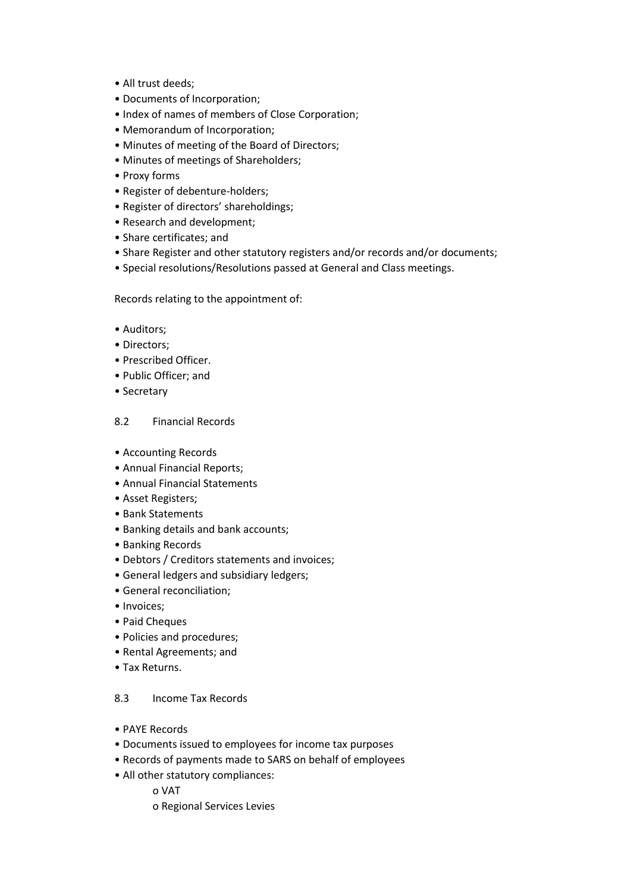- All trust deeds;
- Documents of Incorporation;
- Index of names of members of Close Corporation;
- Memorandum of Incorporation;
- Minutes of meeting of the Board of Directors;
- Minutes of meetings of Shareholders;
- Proxy forms
- Register of debenture-holders;
- Register of directors' shareholdings;
- Research and development;
- Share certificates; and
- Share Register and other statutory registers and/or records and/or documents;
- Special resolutions/Resolutions passed at General and Class meetings.

Records relating to the appointment of:

- Auditors;
- Directors;
- Prescribed Officer.
- Public Officer; and
- Secretary

## 8.2 Financial Records

- Accounting Records
- Annual Financial Reports;
- Annual Financial Statements
- Asset Registers;
- Bank Statements
- Banking details and bank accounts;
- Banking Records
- Debtors / Creditors statements and invoices;
- General ledgers and subsidiary ledgers;
- General reconciliation;
- Invoices;
- Paid Cheques
- Policies and procedures;
- Rental Agreements; and
- Tax Returns.

## 8.3 Income Tax Records

- PAYE Records
- Documents issued to employees for income tax purposes
- Records of payments made to SARS on behalf of employees
- All other statutory compliances:
  - VAT
  - Regional Services Levies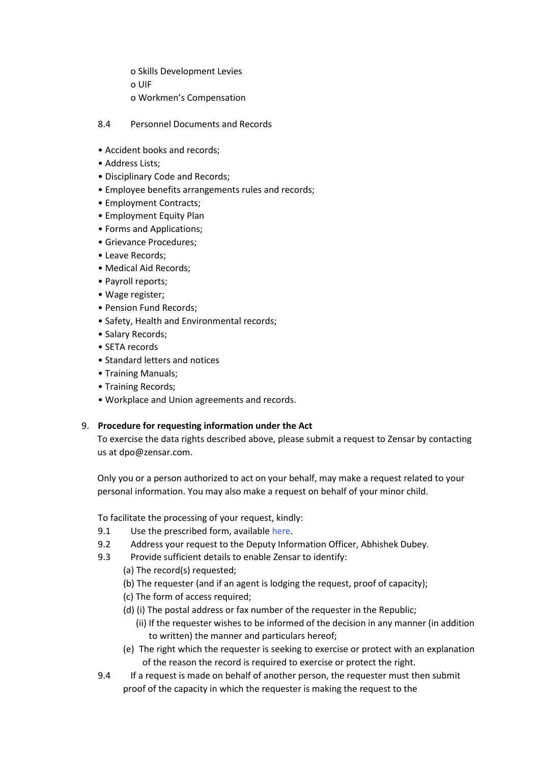- o Skills Development Levies
- o UIF
- o Workmen's Compensation

8.4 Personnel Documents and Records

- Accident books and records;
- Address Lists;
- Disciplinary Code and Records;
- Employee benefits arrangements rules and records;
- Employment Contracts;
- Employment Equity Plan
- Forms and Applications;
- Grievance Procedures;
- Leave Records;
- Medical Aid Records;
- Payroll reports;
- Wage register;
- Pension Fund Records;
- Safety, Health and Environmental records;
- Salary Records;
- SETA records
- Standard letters and notices
- Training Manuals;
- Training Records;
- Workplace and Union agreements and records.

## 9. Procedure for requesting information under the Act

To exercise the data rights described above, please submit a request to Zensar by contacting us at dpo@zensar.com.

Only you or a person authorized to act on your behalf, may make a request related to your personal information. You may also make a request on behalf of your minor child.

To facilitate the processing of your request, kindly:

9.1 Use the prescribed form, available here.

9.2 Address your request to the Deputy Information Officer, Abhishek Dubey.

9.3 Provide sufficient details to enable Zensar to identify:

(a) The record(s) requested;

(b) The requester (and if an agent is lodging the request, proof of capacity);

(c) The form of access required;

(d) (i) The postal address or fax number of the requester in the Republic;

(ii) If the requester wishes to be informed of the decision in any manner (in addition to written) the manner and particulars hereof;

(e) The right which the requester is seeking to exercise or protect with an explanation of the reason the record is required to exercise or protect the right.

9.4 If a request is made on behalf of another person, the requester must then submit proof of the capacity in which the requester is making the request to the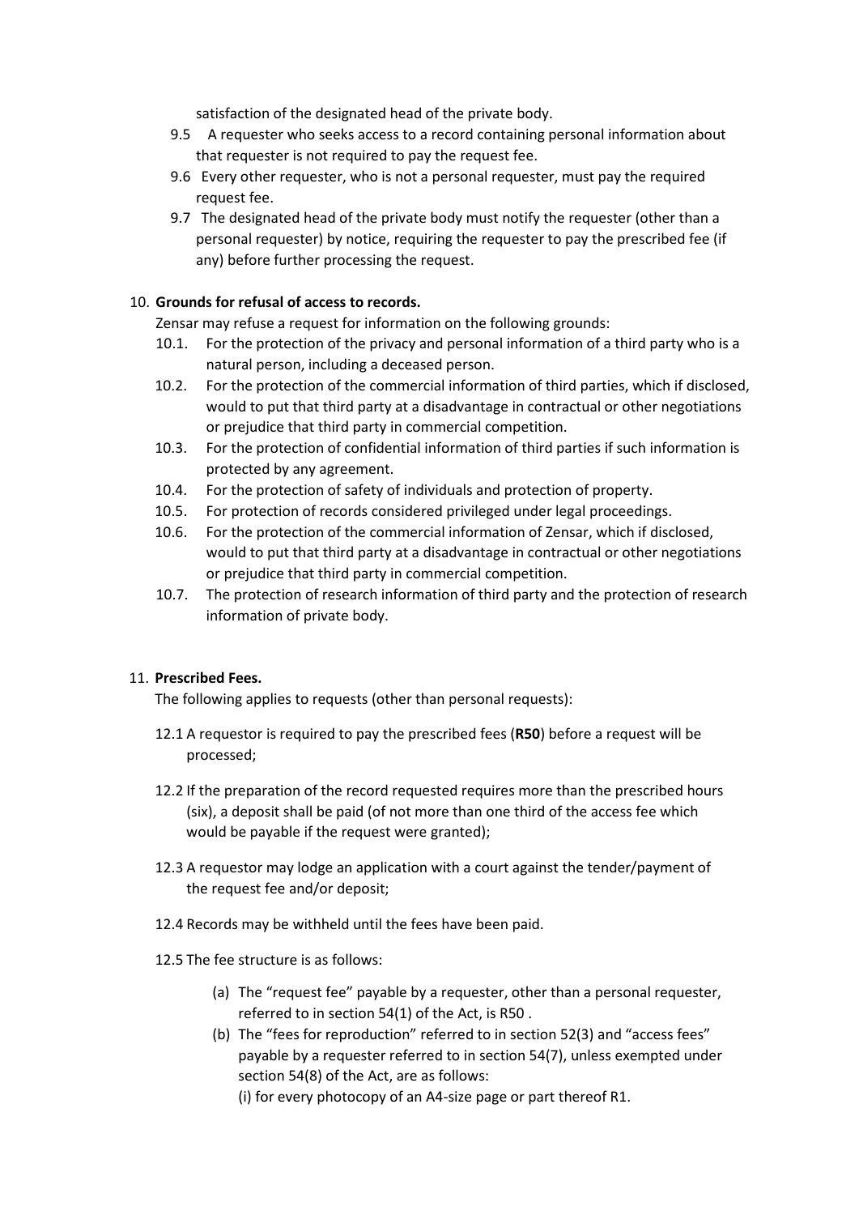satisfaction of the designated head of the private body.

9.5 A requester who seeks access to a record containing personal information about that requester is not required to pay the request fee.

9.6 Every other requester, who is not a personal requester, must pay the required request fee.

9.7 The designated head of the private body must notify the requester (other than a personal requester) by notice, requiring the requester to pay the prescribed fee (if any) before further processing the request.

10. **Grounds for refusal of access to records.**

Zensar may refuse a request for information on the following grounds:

10.1. For the protection of the privacy and personal information of a third party who is a natural person, including a deceased person.

10.2. For the protection of the commercial information of third parties, which if disclosed, would to put that third party at a disadvantage in contractual or other negotiations or prejudice that third party in commercial competition.

10.3. For the protection of confidential information of third parties if such information is protected by any agreement.

10.4. For the protection of safety of individuals and protection of property.

10.5. For protection of records considered privileged under legal proceedings.

10.6. For the protection of the commercial information of Zensar, which if disclosed, would to put that third party at a disadvantage in contractual or other negotiations or prejudice that third party in commercial competition.

10.7. The protection of research information of third party and the protection of research information of private body.

11. **Prescribed Fees.**

The following applies to requests (other than personal requests):

12.1 A requestor is required to pay the prescribed fees (**R50**) before a request will be processed;

12.2 If the preparation of the record requested requires more than the prescribed hours (six), a deposit shall be paid (of not more than one third of the access fee which would be payable if the request were granted);

12.3 A requestor may lodge an application with a court against the tender/payment of the request fee and/or deposit;

12.4 Records may be withheld until the fees have been paid.

12.5 The fee structure is as follows:

(a) The "request fee" payable by a requester, other than a personal requester, referred to in section 54(1) of the Act, is R50 .

(b) The "fees for reproduction" referred to in section 52(3) and "access fees" payable by a requester referred to in section 54(7), unless exempted under section 54(8) of the Act, are as follows:

(i) for every photocopy of an A4-size page or part thereof R1.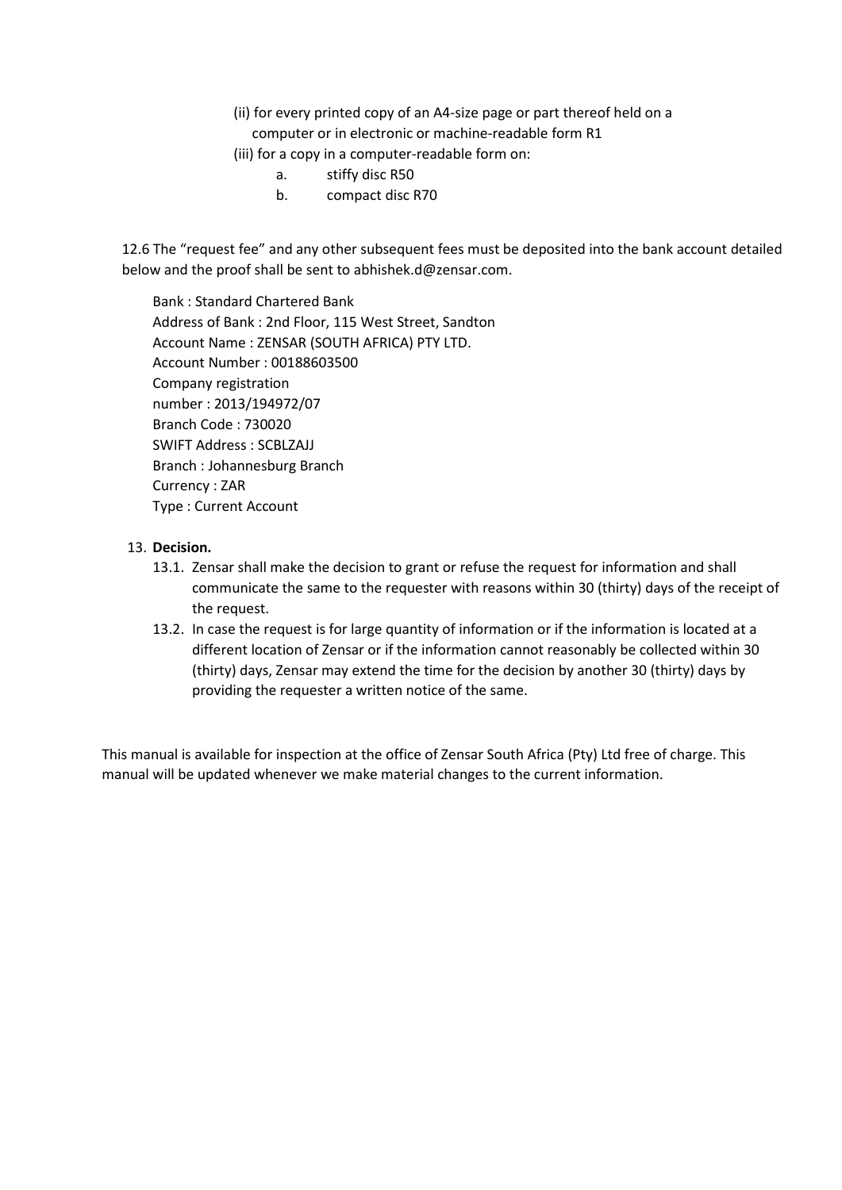(ii) for every printed copy of an A4-size page or part thereof held on a computer or in electronic or machine-readable form R1

(iii) for a copy in a computer-readable form on:

a. stiffy disc R50

b. compact disc R70

12.6 The "request fee" and any other subsequent fees must be deposited into the bank account detailed below and the proof shall be sent to abhishek.d@zensar.com.

Bank : Standard Chartered Bank
Address of Bank : 2nd Floor, 115 West Street, Sandton
Account Name : ZENSAR (SOUTH AFRICA) PTY LTD.
Account Number : 00188603500
Company registration number : 2013/194972/07
Branch Code : 730020
SWIFT Address : SCBLZAJJ
Branch : Johannesburg Branch
Currency : ZAR
Type : Current Account

13. **Decision.**

13.1. Zensar shall make the decision to grant or refuse the request for information and shall communicate the same to the requester with reasons within 30 (thirty) days of the receipt of the request.

13.2. In case the request is for large quantity of information or if the information is located at a different location of Zensar or if the information cannot reasonably be collected within 30 (thirty) days, Zensar may extend the time for the decision by another 30 (thirty) days by providing the requester a written notice of the same.

This manual is available for inspection at the office of Zensar South Africa (Pty) Ltd free of charge. This manual will be updated whenever we make material changes to the current information.